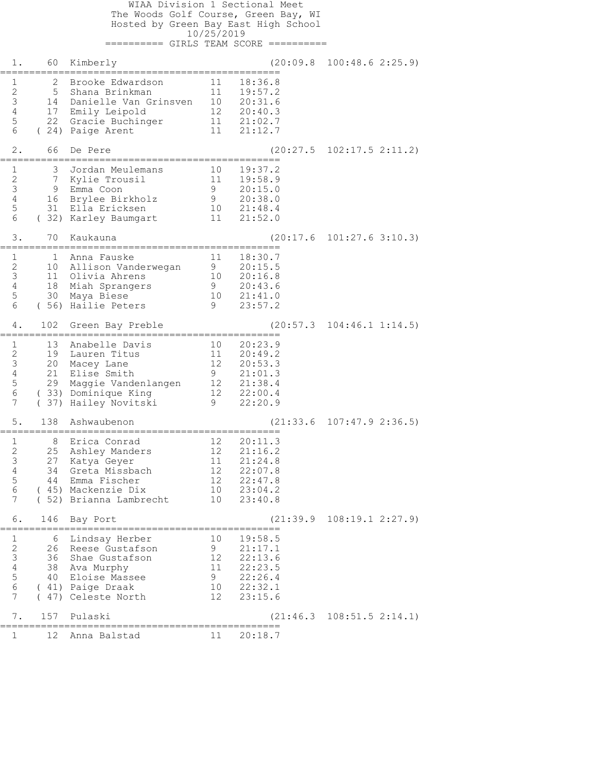# WIAA Division 1 Sectional Meet

The Woods Golf Course, Green Bay, WI
Hosted by Green Bay East High School
10/25/2019

## GIRLS TEAM SCORE

### 1. 60 Kimberly (20:09.8 100:48.6 2:25.9)

| # | Place | Name | Year | Time |
|---|---|---|---|---|
| 1 | 2 | Brooke Edwardson | 11 | 18:36.8 |
| 2 | 5 | Shana Brinkman | 11 | 19:57.2 |
| 3 | 14 | Danielle Van Grinsven | 10 | 20:31.6 |
| 4 | 17 | Emily Leipold | 12 | 20:40.3 |
| 5 | 22 | Gracie Buchinger | 11 | 21:02.7 |
| 6 | (24) | Paige Arent | 11 | 21:12.7 |

### 2. 66 De Pere (20:27.5 102:17.5 2:11.2)

| # | Place | Name | Year | Time |
|---|---|---|---|---|
| 1 | 3 | Jordan Meulemans | 10 | 19:37.2 |
| 2 | 7 | Kylie Trousil | 11 | 19:58.9 |
| 3 | 9 | Emma Coon | 9 | 20:15.0 |
| 4 | 16 | Brylee Birkholz | 9 | 20:38.0 |
| 5 | 31 | Ella Ericksen | 10 | 21:48.4 |
| 6 | (32) | Karley Baumgart | 11 | 21:52.0 |

### 3. 70 Kaukauna (20:17.6 101:27.6 3:10.3)

| # | Place | Name | Year | Time |
|---|---|---|---|---|
| 1 | 1 | Anna Fauske | 11 | 18:30.7 |
| 2 | 10 | Allison Vanderwegan | 9 | 20:15.5 |
| 3 | 11 | Olivia Ahrens | 10 | 20:16.8 |
| 4 | 18 | Miah Sprangers | 9 | 20:43.6 |
| 5 | 30 | Maya Biese | 10 | 21:41.0 |
| 6 | (56) | Hailie Peters | 9 | 23:57.2 |

### 4. 102 Green Bay Preble (20:57.3 104:46.1 1:14.5)

| # | Place | Name | Year | Time |
|---|---|---|---|---|
| 1 | 13 | Anabelle Davis | 10 | 20:23.9 |
| 2 | 19 | Lauren Titus | 11 | 20:49.2 |
| 3 | 20 | Macey Lane | 12 | 20:53.3 |
| 4 | 21 | Elise Smith | 9 | 21:01.3 |
| 5 | 29 | Maggie Vandenlangen | 12 | 21:38.4 |
| 6 | (33) | Dominique King | 12 | 22:00.4 |
| 7 | (37) | Hailey Novitski | 9 | 22:20.9 |

### 5. 138 Ashwaubenon (21:33.6 107:47.9 2:36.5)

| # | Place | Name | Year | Time |
|---|---|---|---|---|
| 1 | 8 | Erica Conrad | 12 | 20:11.3 |
| 2 | 25 | Ashley Manders | 12 | 21:16.2 |
| 3 | 27 | Katya Geyer | 11 | 21:24.8 |
| 4 | 34 | Greta Missbach | 12 | 22:07.8 |
| 5 | 44 | Emma Fischer | 12 | 22:47.8 |
| 6 | (45) | Mackenzie Dix | 10 | 23:04.2 |
| 7 | (52) | Brianna Lambrecht | 10 | 23:40.8 |

### 6. 146 Bay Port (21:39.9 108:19.1 2:27.9)

| # | Place | Name | Year | Time |
|---|---|---|---|---|
| 1 | 6 | Lindsay Herber | 10 | 19:58.5 |
| 2 | 26 | Reese Gustafson | 9 | 21:17.1 |
| 3 | 36 | Shae Gustafson | 12 | 22:13.6 |
| 4 | 38 | Ava Murphy | 11 | 22:23.5 |
| 5 | 40 | Eloise Massee | 9 | 22:26.4 |
| 6 | (41) | Paige Draak | 10 | 22:32.1 |
| 7 | (47) | Celeste North | 12 | 23:15.6 |

### 7. 157 Pulaski (21:46.3 108:51.5 2:14.1)

| # | Place | Name | Year | Time |
|---|---|---|---|---|
| 1 | 12 | Anna Balstad | 11 | 20:18.7 |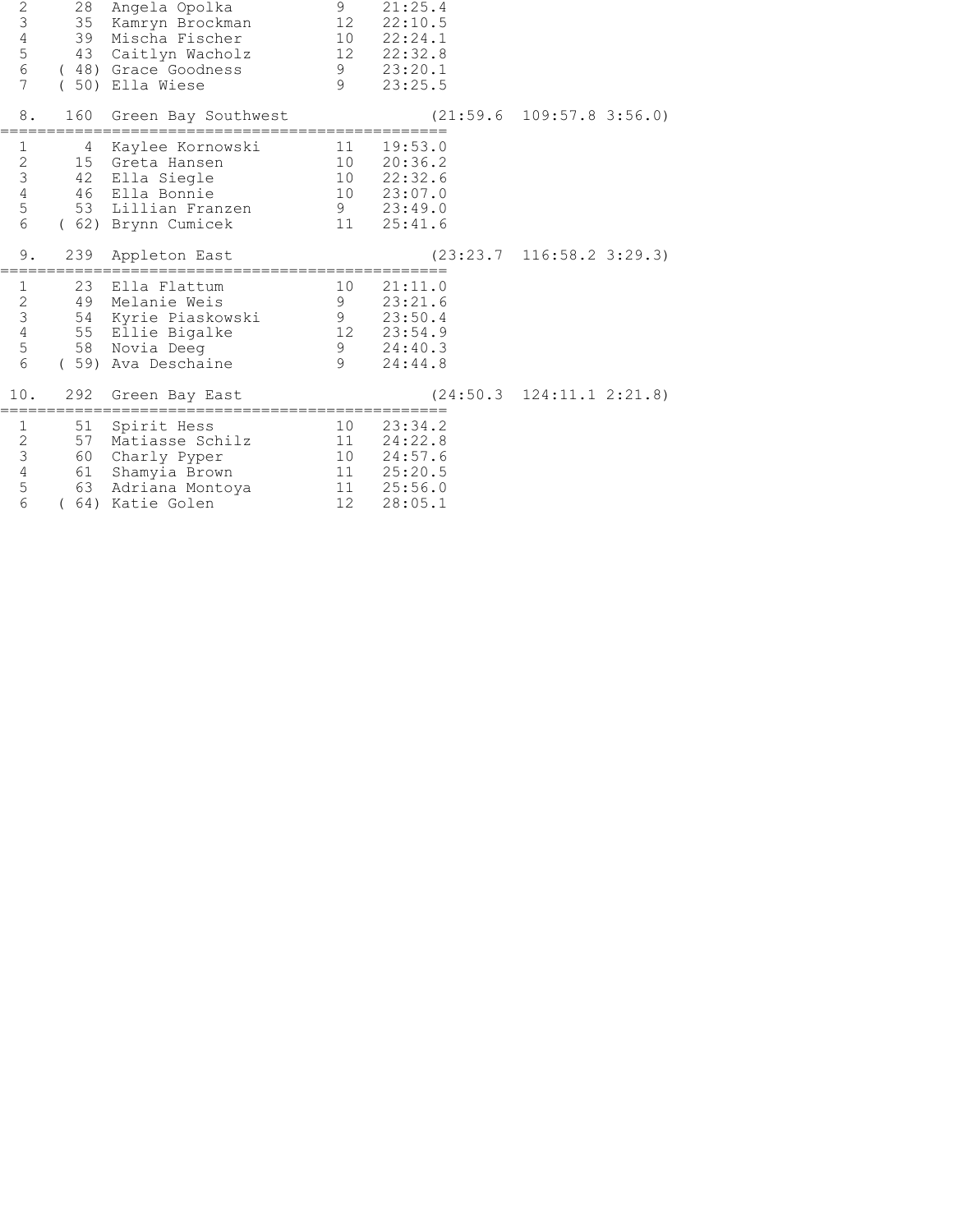```
  2      28  Angela Opolka          9    21:25.4
  3      35  Kamryn Brockman        12   22:10.5
  4      39  Mischa Fischer         10   22:24.1
  5      43  Caitlyn Wacholz        12   22:32.8
  6    ( 48) Grace Goodness         9    23:20.1
  7    ( 50) Ella Wiese             9    23:25.5

  8.   160  Green Bay Southwest               (21:59.6  109:57.8 3:56.0)
===============================================
  1       4  Kaylee Kornowski       11   19:53.0
  2      15  Greta Hansen           10   20:36.2
  3      42  Ella Siegle            10   22:32.6
  4      46  Ella Bonnie            10   23:07.0
  5      53  Lillian Franzen        9    23:49.0
  6    ( 62) Brynn Cumicek          11   25:41.6

  9.   239  Appleton East                     (23:23.7  116:58.2 3:29.3)
===============================================
  1      23  Ella Flattum           10   21:11.0
  2      49  Melanie Weis           9    23:21.6
  3      54  Kyrie Piaskowski       9    23:50.4
  4      55  Ellie Bigalke          12   23:54.9
  5      58  Novia Deeg             9    24:40.3
  6    ( 59) Ava Deschaine          9    24:44.8

 10.   292  Green Bay East                    (24:50.3  124:11.1 2:21.8)
===============================================
  1      51  Spirit Hess            10   23:34.2
  2      57  Matiasse Schilz        11   24:22.8
  3      60  Charly Pyper           10   24:57.6
  4      61  Shamyia Brown          11   25:20.5
  5      63  Adriana Montoya        11   25:56.0
  6    ( 64) Katie Golen            12   28:05.1
```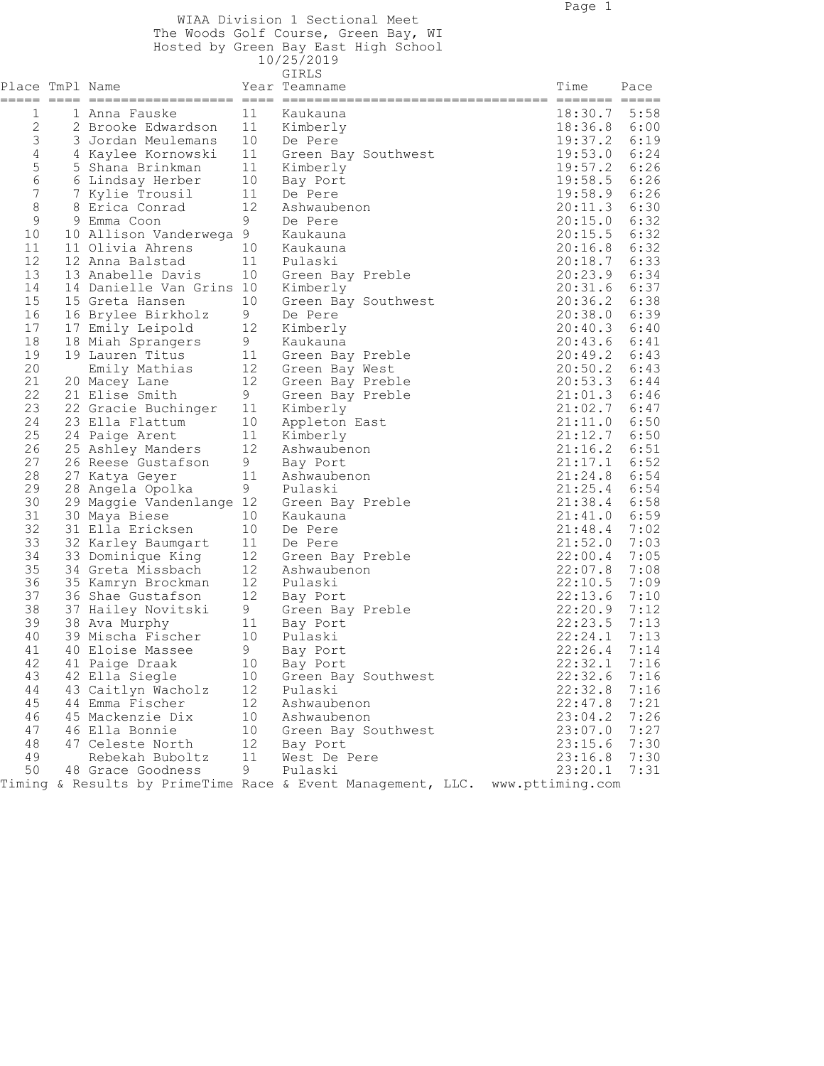WIAA Division 1 Sectional Meet
The Woods Golf Course, Green Bay, WI
Hosted by Green Bay East High School
10/25/2019

GIRLS

| Place | TmPl | Name | Year | Teamname | Time | Pace |
|---|---|---|---|---|---|---|
| 1 | 1 | Anna Fauske | 11 | Kaukauna | 18:30.7 | 5:58 |
| 2 | 2 | Brooke Edwardson | 11 | Kimberly | 18:36.8 | 6:00 |
| 3 | 3 | Jordan Meulemans | 10 | De Pere | 19:37.2 | 6:19 |
| 4 | 4 | Kaylee Kornowski | 11 | Green Bay Southwest | 19:53.0 | 6:24 |
| 5 | 5 | Shana Brinkman | 11 | Kimberly | 19:57.2 | 6:26 |
| 6 | 6 | Lindsay Herber | 10 | Bay Port | 19:58.5 | 6:26 |
| 7 | 7 | Kylie Trousil | 11 | De Pere | 19:58.9 | 6:26 |
| 8 | 8 | Erica Conrad | 12 | Ashwaubenon | 20:11.3 | 6:30 |
| 9 | 9 | Emma Coon | 9 | De Pere | 20:15.0 | 6:32 |
| 10 | 10 | Allison Vanderwega | 9 | Kaukauna | 20:15.5 | 6:32 |
| 11 | 11 | Olivia Ahrens | 10 | Kaukauna | 20:16.8 | 6:32 |
| 12 | 12 | Anna Balstad | 11 | Pulaski | 20:18.7 | 6:33 |
| 13 | 13 | Anabelle Davis | 10 | Green Bay Preble | 20:23.9 | 6:34 |
| 14 | 14 | Danielle Van Grins | 10 | Kimberly | 20:31.6 | 6:37 |
| 15 | 15 | Greta Hansen | 10 | Green Bay Southwest | 20:36.2 | 6:38 |
| 16 | 16 | Brylee Birkholz | 9 | De Pere | 20:38.0 | 6:39 |
| 17 | 17 | Emily Leipold | 12 | Kimberly | 20:40.3 | 6:40 |
| 18 | 18 | Miah Sprangers | 9 | Kaukauna | 20:43.6 | 6:41 |
| 19 | 19 | Lauren Titus | 11 | Green Bay Preble | 20:49.2 | 6:43 |
| 20 | | Emily Mathias | 12 | Green Bay West | 20:50.2 | 6:43 |
| 21 | 20 | Macey Lane | 12 | Green Bay Preble | 20:53.3 | 6:44 |
| 22 | 21 | Elise Smith | 9 | Green Bay Preble | 21:01.3 | 6:46 |
| 23 | 22 | Gracie Buchinger | 11 | Kimberly | 21:02.7 | 6:47 |
| 24 | 23 | Ella Flattum | 10 | Appleton East | 21:11.0 | 6:50 |
| 25 | 24 | Paige Arent | 11 | Kimberly | 21:12.7 | 6:50 |
| 26 | 25 | Ashley Manders | 12 | Ashwaubenon | 21:16.2 | 6:51 |
| 27 | 26 | Reese Gustafson | 9 | Bay Port | 21:17.1 | 6:52 |
| 28 | 27 | Katya Geyer | 11 | Ashwaubenon | 21:24.8 | 6:54 |
| 29 | 28 | Angela Opolka | 9 | Pulaski | 21:25.4 | 6:54 |
| 30 | 29 | Maggie Vandenlange | 12 | Green Bay Preble | 21:38.4 | 6:58 |
| 31 | 30 | Maya Biese | 10 | Kaukauna | 21:41.0 | 6:59 |
| 32 | 31 | Ella Ericksen | 10 | De Pere | 21:48.4 | 7:02 |
| 33 | 32 | Karley Baumgart | 11 | De Pere | 21:52.0 | 7:03 |
| 34 | 33 | Dominique King | 12 | Green Bay Preble | 22:00.4 | 7:05 |
| 35 | 34 | Greta Missbach | 12 | Ashwaubenon | 22:07.8 | 7:08 |
| 36 | 35 | Kamryn Brockman | 12 | Pulaski | 22:10.5 | 7:09 |
| 37 | 36 | Shae Gustafson | 12 | Bay Port | 22:13.6 | 7:10 |
| 38 | 37 | Hailey Novitski | 9 | Green Bay Preble | 22:20.9 | 7:12 |
| 39 | 38 | Ava Murphy | 11 | Bay Port | 22:23.5 | 7:13 |
| 40 | 39 | Mischa Fischer | 10 | Pulaski | 22:24.1 | 7:13 |
| 41 | 40 | Eloise Massee | 9 | Bay Port | 22:26.4 | 7:14 |
| 42 | 41 | Paige Draak | 10 | Bay Port | 22:32.1 | 7:16 |
| 43 | 42 | Ella Siegle | 10 | Green Bay Southwest | 22:32.6 | 7:16 |
| 44 | 43 | Caitlyn Wacholz | 12 | Pulaski | 22:32.8 | 7:16 |
| 45 | 44 | Emma Fischer | 12 | Ashwaubenon | 22:47.8 | 7:21 |
| 46 | 45 | Mackenzie Dix | 10 | Ashwaubenon | 23:04.2 | 7:26 |
| 47 | 46 | Ella Bonnie | 10 | Green Bay Southwest | 23:07.0 | 7:27 |
| 48 | 47 | Celeste North | 12 | Bay Port | 23:15.6 | 7:30 |
| 49 | | Rebekah Buboltz | 11 | West De Pere | 23:16.8 | 7:30 |
| 50 | 48 | Grace Goodness | 9 | Pulaski | 23:20.1 | 7:31 |

Timing & Results by PrimeTime Race & Event Management, LLC. www.pttiming.com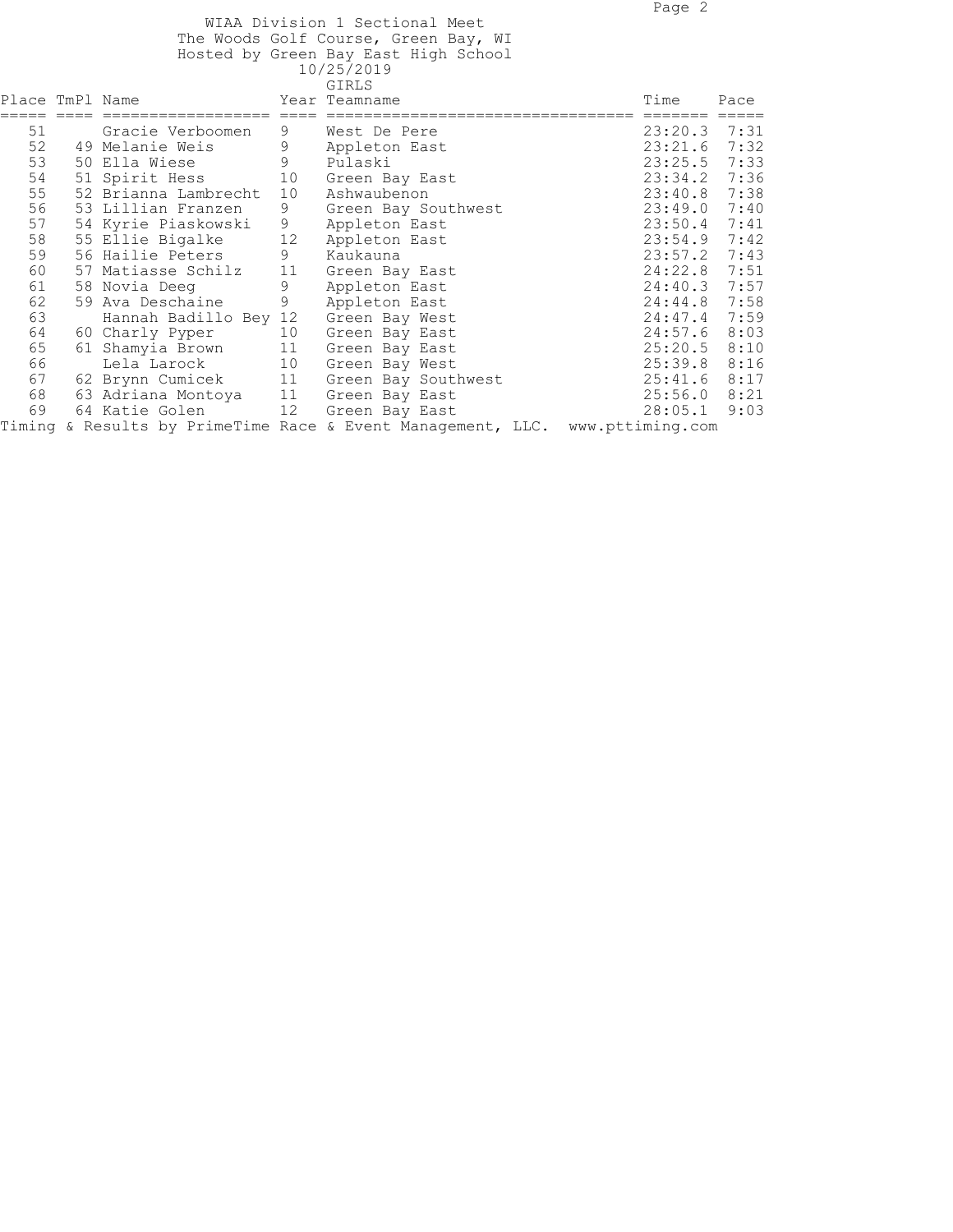WIAA Division 1 Sectional Meet
The Woods Golf Course, Green Bay, WI
Hosted by Green Bay East High School
10/25/2019
GIRLS

| Place | TmPl | Name | Year | Teamname | Time | Pace |
|---|---|---|---|---|---|---|
| 51 | | Gracie Verboomen | 9 | West De Pere | 23:20.3 | 7:31 |
| 52 | 49 | Melanie Weis | 9 | Appleton East | 23:21.6 | 7:32 |
| 53 | 50 | Ella Wiese | 9 | Pulaski | 23:25.5 | 7:33 |
| 54 | 51 | Spirit Hess | 10 | Green Bay East | 23:34.2 | 7:36 |
| 55 | 52 | Brianna Lambrecht | 10 | Ashwaubenon | 23:40.8 | 7:38 |
| 56 | 53 | Lillian Franzen | 9 | Green Bay Southwest | 23:49.0 | 7:40 |
| 57 | 54 | Kyrie Piaskowski | 9 | Appleton East | 23:50.4 | 7:41 |
| 58 | 55 | Ellie Bigalke | 12 | Appleton East | 23:54.9 | 7:42 |
| 59 | 56 | Hailie Peters | 9 | Kaukauna | 23:57.2 | 7:43 |
| 60 | 57 | Matiasse Schilz | 11 | Green Bay East | 24:22.8 | 7:51 |
| 61 | 58 | Novia Deeg | 9 | Appleton East | 24:40.3 | 7:57 |
| 62 | 59 | Ava Deschaine | 9 | Appleton East | 24:44.8 | 7:58 |
| 63 | | Hannah Badillo Bey | 12 | Green Bay West | 24:47.4 | 7:59 |
| 64 | 60 | Charly Pyper | 10 | Green Bay East | 24:57.6 | 8:03 |
| 65 | 61 | Shamyia Brown | 11 | Green Bay East | 25:20.5 | 8:10 |
| 66 | | Lela Larock | 10 | Green Bay West | 25:39.8 | 8:16 |
| 67 | 62 | Brynn Cumicek | 11 | Green Bay Southwest | 25:41.6 | 8:17 |
| 68 | 63 | Adriana Montoya | 11 | Green Bay East | 25:56.0 | 8:21 |
| 69 | 64 | Katie Golen | 12 | Green Bay East | 28:05.1 | 9:03 |

Timing & Results by PrimeTime Race & Event Management, LLC. www.pttiming.com